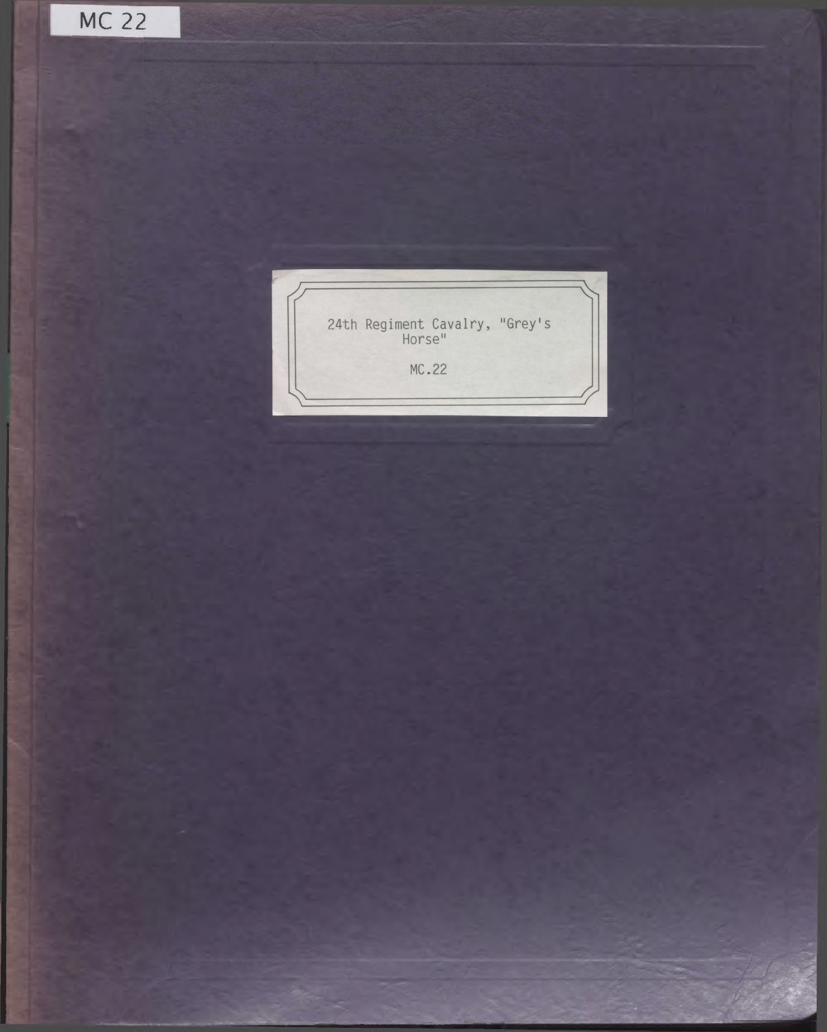MC 22

24th Regiment Cavalry, "Grey's Horse"

MC.22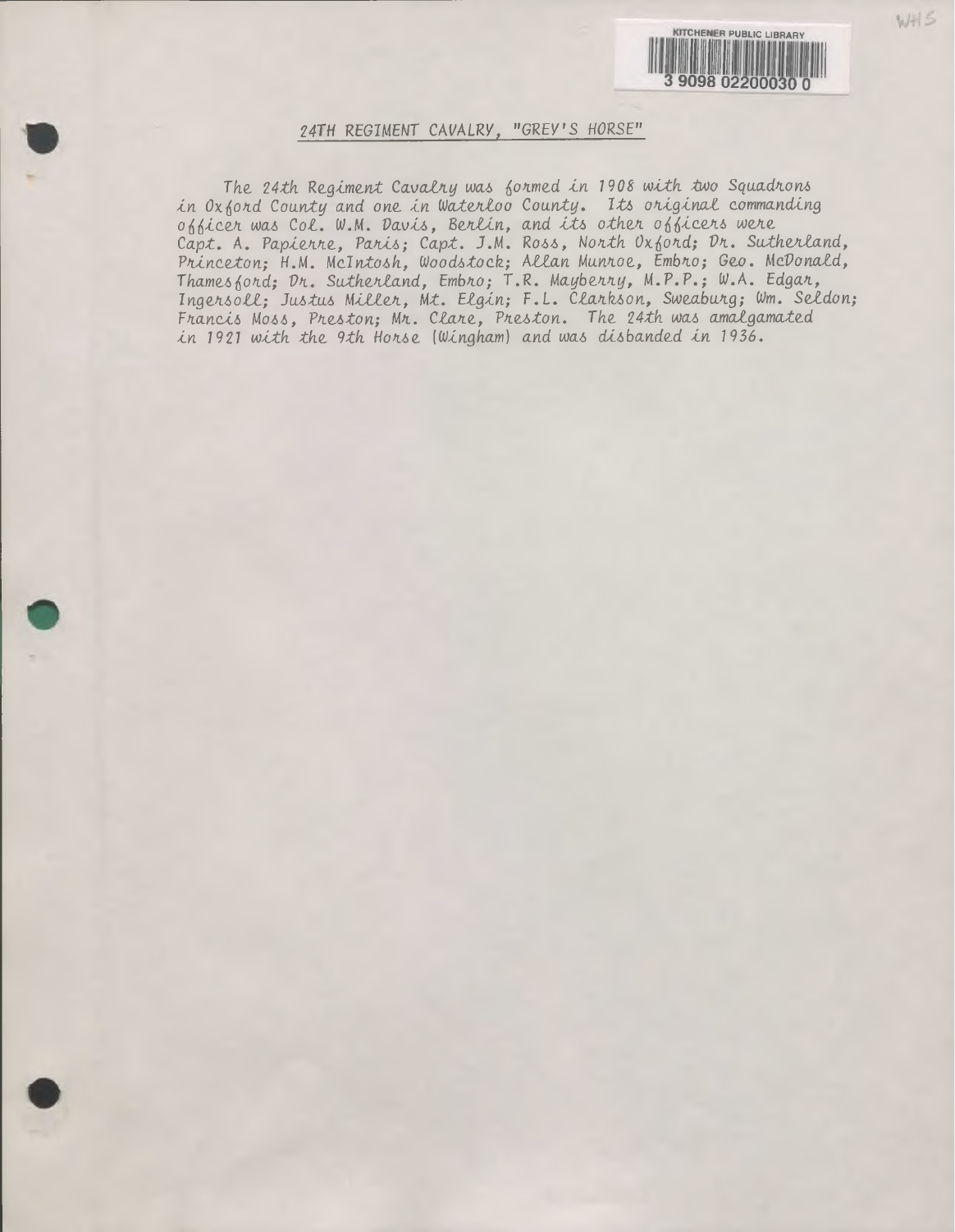## 24TH REGIMENT CAVALRY, "GREY'S HORSE"

The 24th Regiment Cavalry was formed in 1908 with two Squadrons in Oxford County and one in Waterloo County. Its original commanding officer was Col. W.M. Davis, Berlin, and its other officers were Capt. A. Papierre, Paris; Capt. J.M. Ross, North Oxford; Dr. Sutherland, Princeton; H.M. McIntosh, Woodstock; Allan Munroe, Embro; Geo. McDonald, Thamesford; Dr. Sutherland, Embro; T.R. Mayberry, M.P.P.; W.A. Edgar, Ingersoll; Justus Miller, Mt. Elgin; F.L. Clarkson, Sweaburg; Wm. Seldon; Francis Moss, Preston; Mr. Clare, Preston. The 24th was amalgamated in 1921 with the 9th Horse (Wingham) and was disbanded in 1936.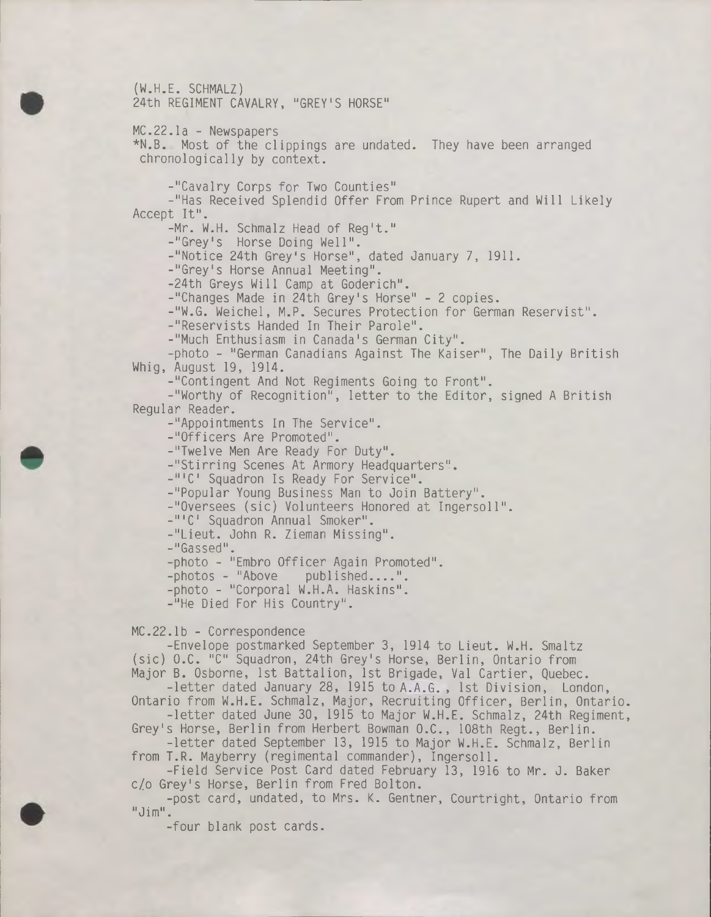(W.H.E. SCHMALZ)
24th REGIMENT CAVALRY, "GREY'S HORSE"

MC.22.1a - Newspapers
*N.B. Most of the clippings are undated. They have been arranged chronologically by context.

- "Cavalry Corps for Two Counties"
- "Has Received Splendid Offer From Prince Rupert and Will Likely Accept It".
- Mr. W.H. Schmalz Head of Reg't."
- "Grey's Horse Doing Well".
- "Notice 24th Grey's Horse", dated January 7, 1911.
- "Grey's Horse Annual Meeting".
- 24th Greys Will Camp at Goderich".
- "Changes Made in 24th Grey's Horse" - 2 copies.
- "W.G. Weichel, M.P. Secures Protection for German Reservist".
- "Reservists Handed In Their Parole".
- "Much Enthusiasm in Canada's German City".
- photo - "German Canadians Against The Kaiser", The Daily British Whig, August 19, 1914.
- "Contingent And Not Regiments Going to Front".
- "Worthy of Recognition", letter to the Editor, signed A British Regular Reader.
- "Appointments In The Service".
- "Officers Are Promoted".
- "Twelve Men Are Ready For Duty".
- "Stirring Scenes At Armory Headquarters".
- "'C' Squadron Is Ready For Service".
- "Popular Young Business Man to Join Battery".
- "Oversees (sic) Volunteers Honored at Ingersoll".
- "'C' Squadron Annual Smoker".
- "Lieut. John R. Zieman Missing".
- "Gassed".
- photo - "Embro Officer Again Promoted".
- photos - "Above published....".
- photo - "Corporal W.H.A. Haskins".
- "He Died For His Country".

MC.22.1b - Correspondence

- Envelope postmarked September 3, 1914 to Lieut. W.H. Smaltz (sic) O.C. "C" Squadron, 24th Grey's Horse, Berlin, Ontario from Major B. Osborne, 1st Battalion, 1st Brigade, Val Cartier, Quebec.
- letter dated January 28, 1915 to A.A.G., 1st Division, London, Ontario from W.H.E. Schmalz, Major, Recruiting Officer, Berlin, Ontario.
- letter dated June 30, 1915 to Major W.H.E. Schmalz, 24th Regiment, Grey's Horse, Berlin from Herbert Bowman O.C., 108th Regt., Berlin.
- letter dated September 13, 1915 to Major W.H.E. Schmalz, Berlin from T.R. Mayberry (regimental commander), Ingersoll.
- Field Service Post Card dated February 13, 1916 to Mr. J. Baker c/o Grey's Horse, Berlin from Fred Bolton.
- post card, undated, to Mrs. K. Gentner, Courtright, Ontario from "Jim".
- four blank post cards.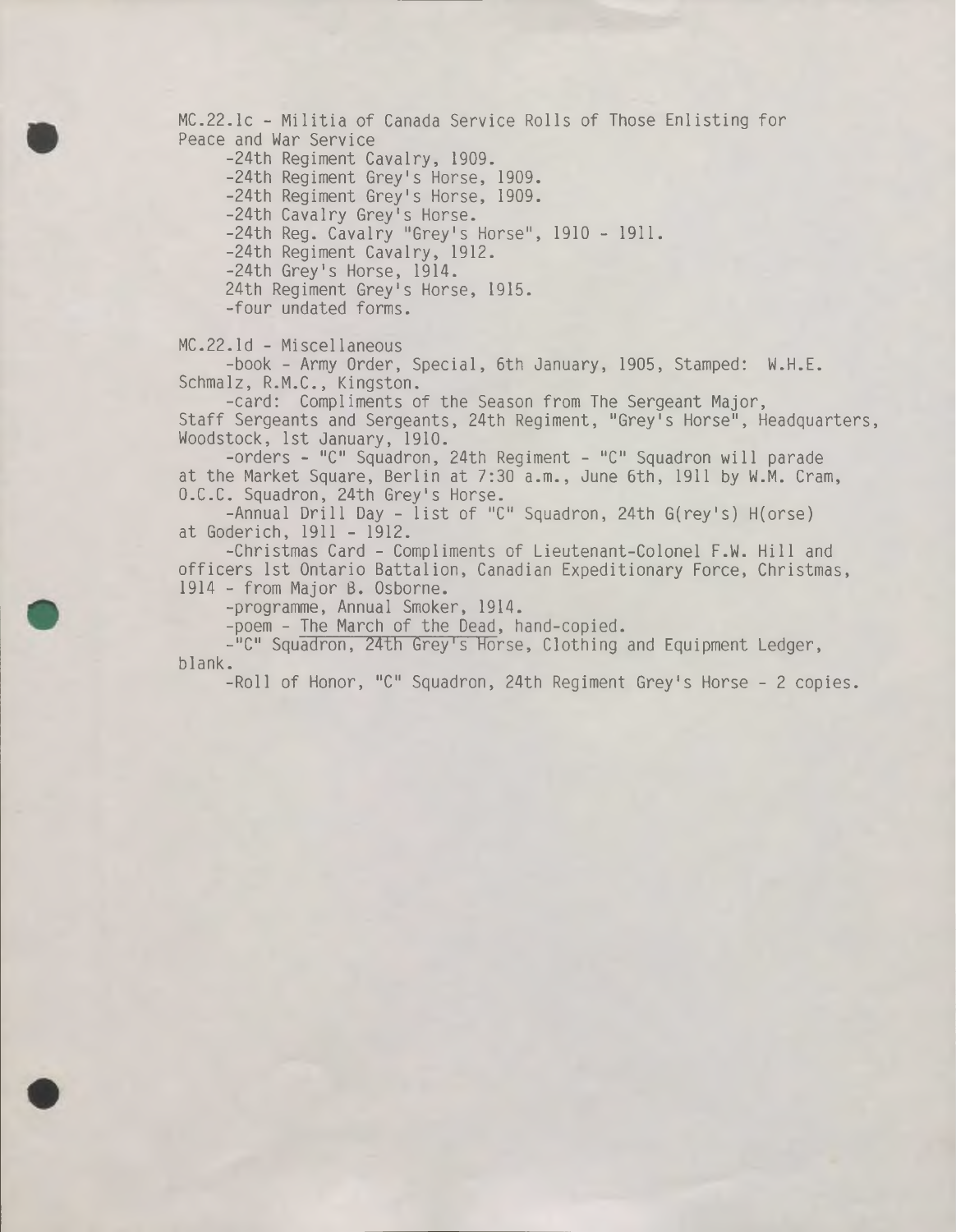MC.22.1c - Militia of Canada Service Rolls of Those Enlisting for Peace and War Service

-24th Regiment Cavalry, 1909.
-24th Regiment Grey's Horse, 1909.
-24th Regiment Grey's Horse, 1909.
-24th Cavalry Grey's Horse.
-24th Reg. Cavalry "Grey's Horse", 1910 - 1911.
-24th Regiment Cavalry, 1912.
-24th Grey's Horse, 1914.
24th Regiment Grey's Horse, 1915.
-four undated forms.

MC.22.1d - Miscellaneous

-book - Army Order, Special, 6th January, 1905, Stamped: W.H.E. Schmalz, R.M.C., Kingston.

-card: Compliments of the Season from The Sergeant Major, Staff Sergeants and Sergeants, 24th Regiment, "Grey's Horse", Headquarters, Woodstock, 1st January, 1910.

-orders - "C" Squadron, 24th Regiment - "C" Squadron will parade at the Market Square, Berlin at 7:30 a.m., June 6th, 1911 by W.M. Cram, O.C.C. Squadron, 24th Grey's Horse.

-Annual Drill Day - list of "C" Squadron, 24th G(rey's) H(orse) at Goderich, 1911 - 1912.

-Christmas Card - Compliments of Lieutenant-Colonel F.W. Hill and officers 1st Ontario Battalion, Canadian Expeditionary Force, Christmas, 1914 - from Major B. Osborne.

-programme, Annual Smoker, 1914.

-poem - The March of the Dead, hand-copied.

-"C" Squadron, 24th Grey's Horse, Clothing and Equipment Ledger, blank.

-Roll of Honor, "C" Squadron, 24th Regiment Grey's Horse - 2 copies.